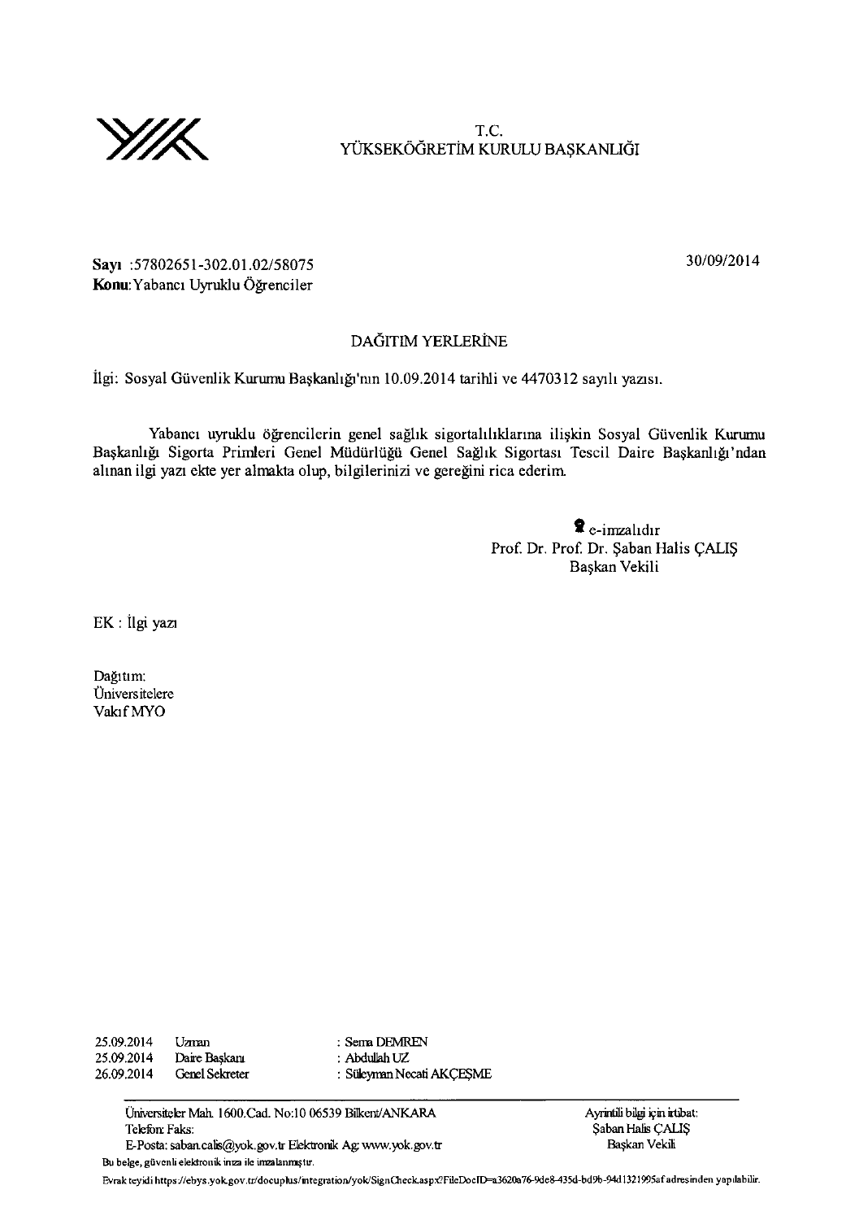T.C.
YÜKSEKÖĞRETİM KURULU BAŞKANLIĞI

**Sayı** :57802651-302.01.02/58075

30/09/2014

**Konu:** Yabancı Uyruklu Öğrenciler

DAĞITIM YERLERİNE

İlgi: Sosyal Güvenlik Kurumu Başkanlığı'nın 10.09.2014 tarihli ve 4470312 sayılı yazısı.

Yabancı uyruklu öğrencilerin genel sağlık sigortalılıklarına ilişkin Sosyal Güvenlik Kurumu Başkanlığı Sigorta Primleri Genel Müdürlüğü Genel Sağlık Sigortası Tescil Daire Başkanlığı'ndan alınan ilgi yazı ekte yer almakta olup, bilgilerinizi ve gereğini rica ederim.

e-imzalıdır
Prof. Dr. Prof. Dr. Şaban Halis ÇALIŞ
Başkan Vekili

EK : İlgi yazı

Dağıtım:
Üniversitelere
Vakıf MYO

| | | |
|---|---|---|
| 25.09.2014 | Uzman | : Sema DEMREN |
| 25.09.2014 | Daire Başkanı | : Abdullah UZ |
| 26.09.2014 | Genel Sekreter | : Süleyman Necati AKÇEŞME |

Üniversiteler Mah. 1600.Cad. No:10 06539 Bilkent/ANKARA
Telefon: Faks:
E-Posta: saban.calis@yok.gov.tr Elektronik Ağ: www.yok.gov.tr

Ayrıntılı bilgi için irtibat:
Şaban Halis ÇALIŞ
Başkan Vekili

Bu belge, güvenli elektronik imza ile imzalanmıştır.

Evrak teyidi https://ebys.yok.gov.tr/docuplus/integration/yok/SignCheck.aspx?FileDocID=a3620a76-9de8-435d-bd9b-94d132199 5af adresinden yapılabilir.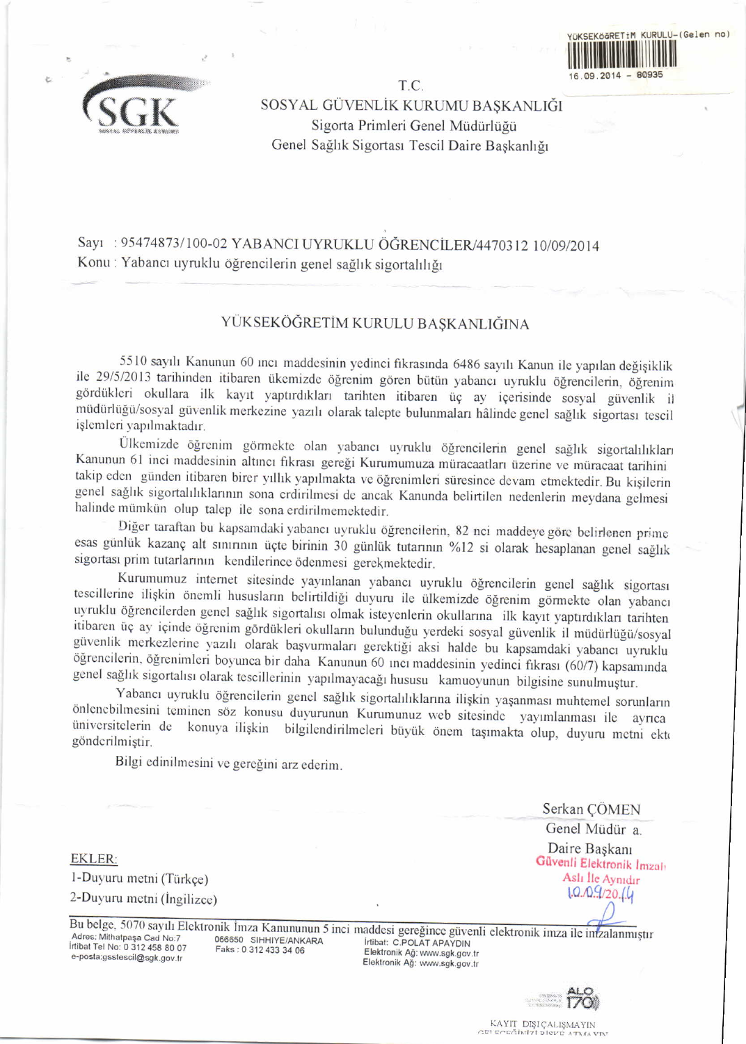YÜKSEKÖĞRETİM KURULU-(Gelen no)
16.09.2014 - 80935

T.C.
SOSYAL GÜVENLİK KURUMU BAŞKANLIĞI
Sigorta Primleri Genel Müdürlüğü
Genel Sağlık Sigortası Tescil Daire Başkanlığı

Sayı : 95474873/100-02 YABANCI UYRUKLU ÖĞRENCİLER/4470312 10/09/2014
Konu : Yabancı uyruklu öğrencilerin genel sağlık sigortalılığı

YÜKSEKÖĞRETİM KURULU BAŞKANLIĞINA

5510 sayılı Kanunun 60 ıncı maddesinin yedinci fıkrasında 6486 sayılı Kanun ile yapılan değişiklik ile 29/5/2013 tarihinden itibaren ükemizde öğrenim gören bütün yabancı uyruklu öğrencilerin, öğrenim gördükleri okullara ilk kayıt yaptırdıkları tarihten itibaren üç ay içerisinde sosyal güvenlik il müdürlüğü/sosyal güvenlik merkezine yazılı olarak talepte bulunmaları hâlinde genel sağlık sigortası tescil işlemleri yapılmaktadır.

Ülkemizde öğrenim görmekte olan yabancı uyruklu öğrencilerin genel sağlık sigortalılıkları Kanunun 61 inci maddesinin altıncı fıkrası gereği Kurumumuza müracaatları üzerine ve müracaat tarihini takip eden günden itibaren birer yıllık yapılmakta ve öğrenimleri süresince devam etmektedir. Bu kişilerin genel sağlık sigortalılıklarının sona erdirilmesi de ancak Kanunda belirtilen nedenlerin meydana gelmesi halinde mümkün olup talep ile sona erdirilmemektedir.

Diğer taraftan bu kapsamdaki yabancı uyruklu öğrencilerin, 82 nci maddeye göre belirlenen prime esas günlük kazanç alt sınırının üçte birinin 30 günlük tutarının %12 si olarak hesaplanan genel sağlık sigortası prim tutarlarının kendilerince ödenmesi gerekmektedir.

Kurumumuz internet sitesinde yayınlanan yabancı uyruklu öğrencilerin genel sağlık sigortası tescillerine ilişkin önemli hususların belirtildiği duyuru ile ülkemizde öğrenim görmekte olan yabancı uyruklu öğrencilerden genel sağlık sigortalısı olmak isteyenlerin okullarına ilk kayıt yaptırdıkları tarihten itibaren üç ay içinde öğrenim gördükleri okulların bulunduğu yerdeki sosyal güvenlik il müdürlüğü/sosyal güvenlik merkezlerine yazılı olarak başvurmaları gerektiği aksi halde bu kapsamdaki yabancı uyruklu öğrencilerin, öğrenimleri boyunca bir daha Kanunun 60 ıncı maddesinin yedinci fıkrası (60/7) kapsamında genel sağlık sigortalısı olarak tescillerinin yapılmayacağı hususu kamuoyunun bilgisine sunulmuştur.

Yabancı uyruklu öğrencilerin genel sağlık sigortalılıklarına ilişkin yaşanması muhtemel sorunların önlenebilmesini teminen söz konusu duyurunun Kurumunuz web sitesinde yayınlanması ile ayrıca üniversitelerin de konuya ilişkin bilgilendirilmeleri büyük önem taşımakta olup, duyuru metni ekte gönderilmiştir.

Bilgi edinilmesini ve gereğini arz ederim.

Serkan ÇÖMEN
Genel Müdür a.
Daire Başkanı

Güvenli Elektronik İmzalı
Aslı İle Aynıdır
10.09.2014

EKLER:
1-Duyuru metni (Türkçe)
2-Duyuru metni (İngilizce)

Bu belge, 5070 sayılı Elektronik İmza Kanununun 5 inci maddesi gereğince güvenli elektronik imza ile imzalanmıştır

Adres: Mithatpaşa Cad No:7 066650 SIHHIYE/ANKARA
İrtibat Tel No: 0 312 458 80 07 Faks : 0 312 433 34 06
e-posta:gsstescil@sgk.gov.tr
İrtibat: C.POLAT APAYDIN
Elektronik Ağ: www.sgk.gov.tr
Elektronik Ağ: www.sgk.gov.tr

ALO 170

KAYIT DIŞI ÇALIŞMAYIN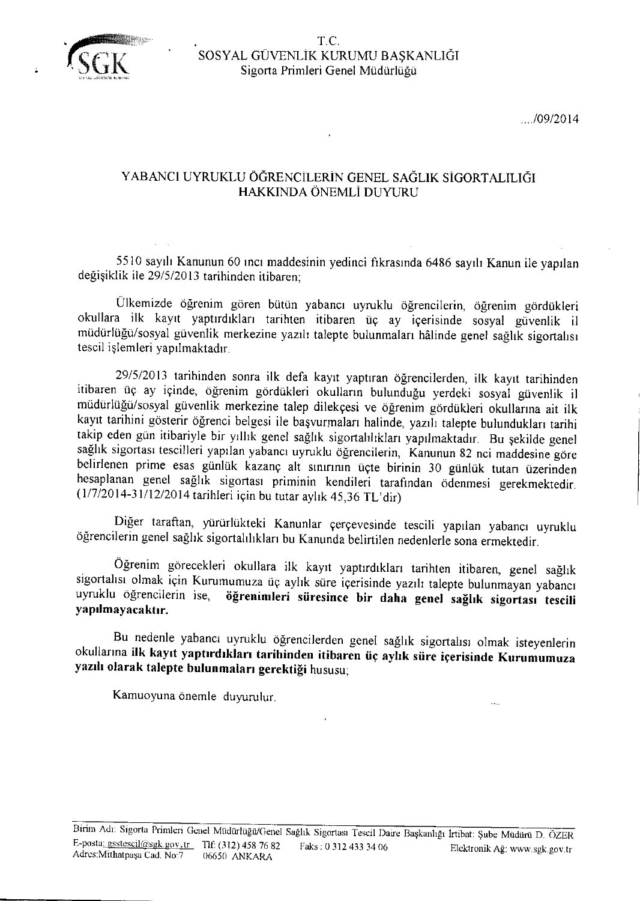T.C.
SOSYAL GÜVENLİK KURUMU BAŞKANLIĞI
Sigorta Primleri Genel Müdürlüğü

..../09/2014

## YABANCI UYRUKLU ÖĞRENCİLERİN GENEL SAĞLIK SİGORTALILIĞI HAKKINDA ÖNEMLİ DUYURU

5510 sayılı Kanunun 60 ıncı maddesinin yedinci fıkrasında 6486 sayılı Kanun ile yapılan değişiklik ile 29/5/2013 tarihinden itibaren;

Ülkemizde öğrenim gören bütün yabancı uyruklu öğrencilerin, öğrenim gördükleri okullara ilk kayıt yaptırdıkları tarihten itibaren üç ay içerisinde sosyal güvenlik il müdürlüğü/sosyal güvenlik merkezine yazılı talepte bulunmaları hâlinde genel sağlık sigortalısı tescil işlemleri yapılmaktadır.

29/5/2013 tarihinden sonra ilk defa kayıt yaptıran öğrencilerden, ilk kayıt tarihinden itibaren üç ay içinde, öğrenim gördükleri okulların bulunduğu yerdeki sosyal güvenlik il müdürlüğü/sosyal güvenlik merkezine talep dilekçesi ve öğrenim gördükleri okullarına ait ilk kayıt tarihini gösterir öğrenci belgesi ile başvurmaları halinde, yazılı talepte bulundukları tarihi takip eden gün itibariyle bir yıllık genel sağlık sigortalılıkları yapılmaktadır. Bu şekilde genel sağlık sigortası tescilleri yapılan yabancı uyruklu öğrencilerin, Kanunun 82 nci maddesine göre belirlenen prime esas günlük kazanç alt sınırının üçte birinin 30 günlük tutarı üzerinden hesaplanan genel sağlık sigortası priminin kendileri tarafından ödenmesi gerekmektedir. (1/7/2014-31/12/2014 tarihleri için bu tutar aylık 45,36 TL'dir)

Diğer taraftan, yürürlükteki Kanunlar çerçevesinde tescili yapılan yabancı uyruklu öğrencilerin genel sağlık sigortalılıkları bu Kanunda belirtilen nedenlerle sona ermektedir.

Öğrenim görecekleri okullara ilk kayıt yaptırdıkları tarihten itibaren, genel sağlık sigortalısı olmak için Kurumumuza üç aylık süre içerisinde yazılı talepte bulunmayan yabancı uyruklu öğrencilerin ise, **öğrenimleri süresince bir daha genel sağlık sigortası tescili yapılmayacaktır.**

Bu nedenle yabancı uyruklu öğrencilerden genel sağlık sigortalısı olmak isteyenlerin okullarına **ilk kayıt yaptırdıkları tarihinden itibaren üç aylık süre içerisinde Kurumumuza yazılı olarak talepte bulunmaları gerektiği** hususu;

Kamuoyuna önemle duyurulur.

Birim Adı: Sigorta Primleri Genel Müdürlüğü/Genel Sağlık Sigortası Tescil Daire Başkanlığı İrtibat: Şube Müdürü D. ÖZER
E-posta: gsstescil@sgk.gov.tr Tlf: (312) 458 76 82 Faks: 0 312 433 34 06 Elektronik Ağ: www.sgk.gov.tr
Adres: Mithatpaşa Cad. No:7 06650 ANKARA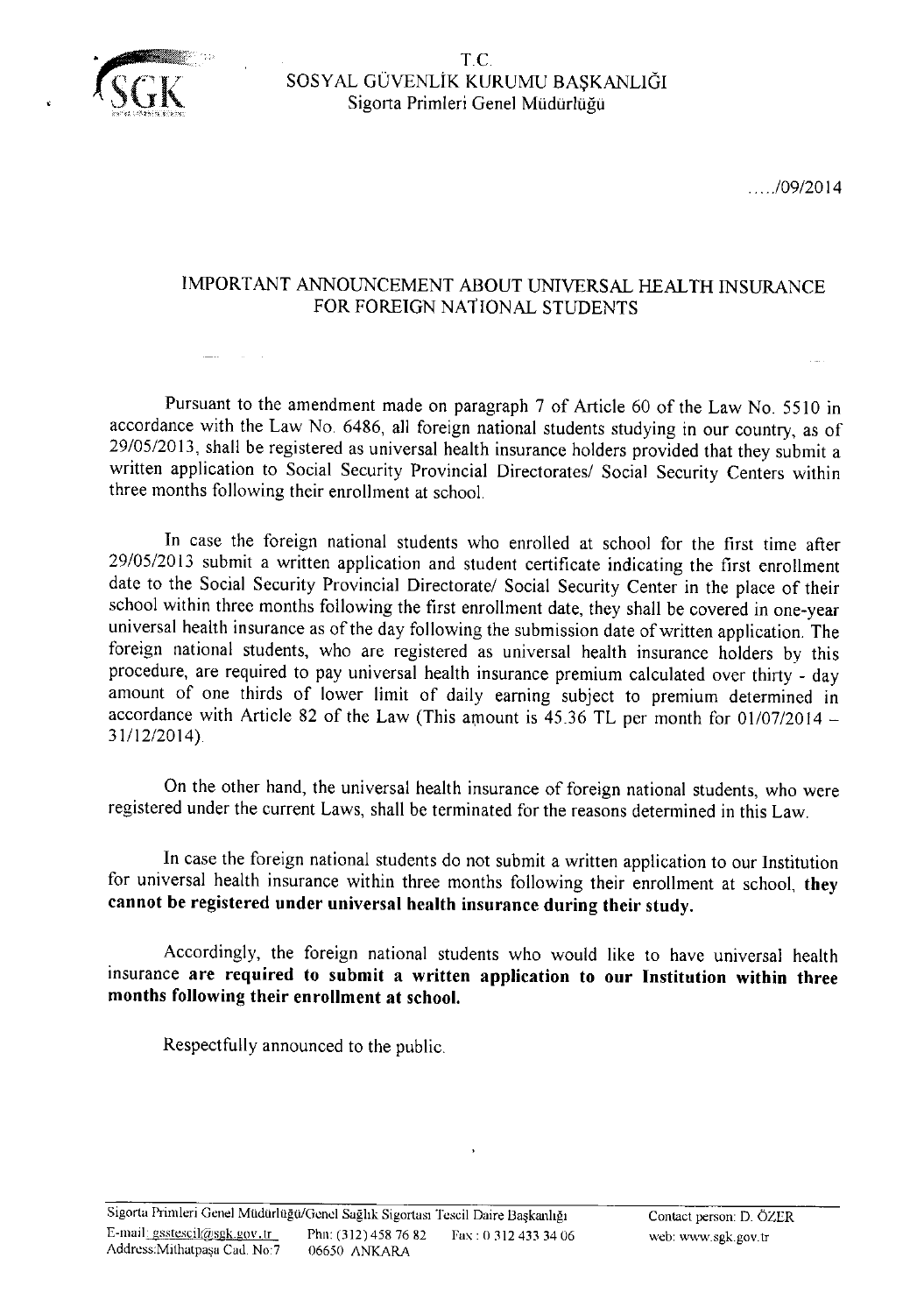T.C.
SOSYAL GÜVENLİK KURUMU BAŞKANLIĞI
Sigorta Primleri Genel Müdürlüğü

...../09/2014

## IMPORTANT ANNOUNCEMENT ABOUT UNIVERSAL HEALTH INSURANCE FOR FOREIGN NATIONAL STUDENTS

Pursuant to the amendment made on paragraph 7 of Article 60 of the Law No. 5510 in accordance with the Law No. 6486, all foreign national students studying in our country, as of 29/05/2013, shall be registered as universal health insurance holders provided that they submit a written application to Social Security Provincial Directorates/ Social Security Centers within three months following their enrollment at school.

In case the foreign national students who enrolled at school for the first time after 29/05/2013 submit a written application and student certificate indicating the first enrollment date to the Social Security Provincial Directorate/ Social Security Center in the place of their school within three months following the first enrollment date, they shall be covered in one-year universal health insurance as of the day following the submission date of written application. The foreign national students, who are registered as universal health insurance holders by this procedure, are required to pay universal health insurance premium calculated over thirty - day amount of one thirds of lower limit of daily earning subject to premium determined in accordance with Article 82 of the Law (This amount is 45.36 TL per month for 01/07/2014 – 31/12/2014).

On the other hand, the universal health insurance of foreign national students, who were registered under the current Laws, shall be terminated for the reasons determined in this Law.

In case the foreign national students do not submit a written application to our Institution for universal health insurance within three months following their enrollment at school, **they cannot be registered under universal health insurance during their study.**

Accordingly, the foreign national students who would like to have universal health insurance **are required to submit a written application to our Institution within three months following their enrollment at school.**

Respectfully announced to the public.

Sigorta Primleri Genel Müdürlüğü/Genel Sağlık Sigortası Tescil Daire Başkanlığı
E-mail: gsstescil@sgk.gov.tr Phn: (312) 458 76 82 Fax : 0 312 433 34 06
Address: Mithatpaşa Cad. No:7 06650 ANKARA

Contact person: D. ÖZER
web: www.sgk.gov.tr